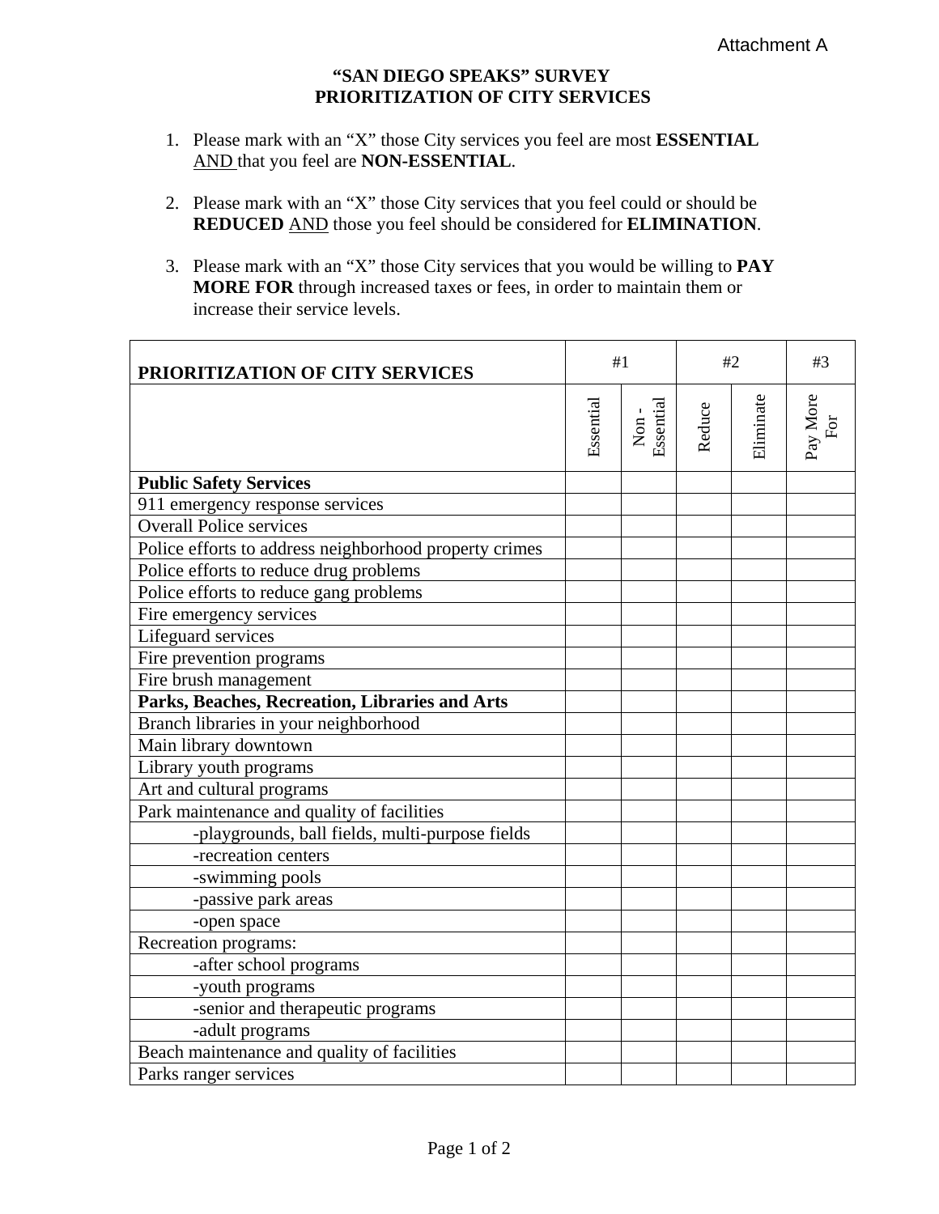Attachment A

# "SAN DIEGO SPEAKS" SURVEY
## PRIORITIZATION OF CITY SERVICES

1. Please mark with an "X" those City services you feel are most **ESSENTIAL** AND that you feel are **NON-ESSENTIAL**.

2. Please mark with an "X" those City services that you feel could or should be **REDUCED** AND those you feel should be considered for **ELIMINATION**.

3. Please mark with an "X" those City services that you would be willing to **PAY MORE FOR** through increased taxes or fees, in order to maintain them or increase their service levels.

| PRIORITIZATION OF CITY SERVICES | #1 | | #2 | | #3 |
|---|---|---|---|---|---|
| | Essential | Non - Essential | Reduce | Eliminate | Pay More For |
| **Public Safety Services** | | | | | |
| 911 emergency response services | | | | | |
| Overall Police services | | | | | |
| Police efforts to address neighborhood property crimes | | | | | |
| Police efforts to reduce drug problems | | | | | |
| Police efforts to reduce gang problems | | | | | |
| Fire emergency services | | | | | |
| Lifeguard services | | | | | |
| Fire prevention programs | | | | | |
| Fire brush management | | | | | |
| **Parks, Beaches, Recreation, Libraries and Arts** | | | | | |
| Branch libraries in your neighborhood | | | | | |
| Main library downtown | | | | | |
| Library youth programs | | | | | |
| Art and cultural programs | | | | | |
| Park maintenance and quality of facilities | | | | | |
| -playgrounds, ball fields, multi-purpose fields | | | | | |
| -recreation centers | | | | | |
| -swimming pools | | | | | |
| -passive park areas | | | | | |
| -open space | | | | | |
| Recreation programs: | | | | | |
| -after school programs | | | | | |
| -youth programs | | | | | |
| -senior and therapeutic programs | | | | | |
| -adult programs | | | | | |
| Beach maintenance and quality of facilities | | | | | |
| Parks ranger services | | | | | |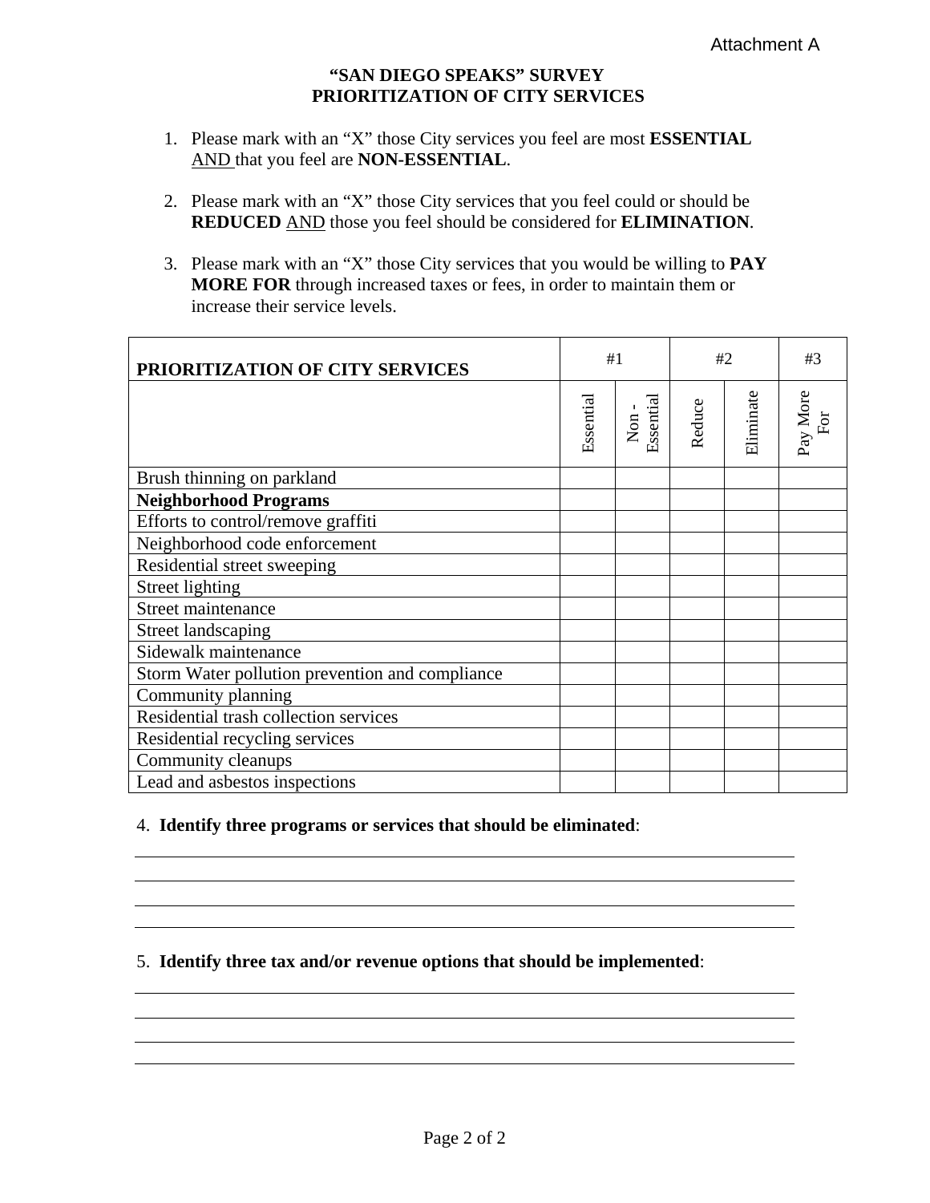Attachment A

# "SAN DIEGO SPEAKS" SURVEY
## PRIORITIZATION OF CITY SERVICES

1. Please mark with an "X" those City services you feel are most **ESSENTIAL** AND that you feel are **NON-ESSENTIAL**.

2. Please mark with an "X" those City services that you feel could or should be **REDUCED** AND those you feel should be considered for **ELIMINATION**.

3. Please mark with an "X" those City services that you would be willing to **PAY MORE FOR** through increased taxes or fees, in order to maintain them or increase their service levels.

| **PRIORITIZATION OF CITY SERVICES** | #1 | | #2 | | #3 |
|---|---|---|---|---|---|
| | Essential | Non - Essential | Reduce | Eliminate | Pay More For |
| Brush thinning on parkland | | | | | |
| **Neighborhood Programs** | | | | | |
| Efforts to control/remove graffiti | | | | | |
| Neighborhood code enforcement | | | | | |
| Residential street sweeping | | | | | |
| Street lighting | | | | | |
| Street maintenance | | | | | |
| Street landscaping | | | | | |
| Sidewalk maintenance | | | | | |
| Storm Water pollution prevention and compliance | | | | | |
| Community planning | | | | | |
| Residential trash collection services | | | | | |
| Residential recycling services | | | | | |
| Community cleanups | | | | | |
| Lead and asbestos inspections | | | | | |

4. **Identify three programs or services that should be eliminated**:

_______________________________________________

_______________________________________________

_______________________________________________

5. **Identify three tax and/or revenue options that should be implemented**:

_______________________________________________

_______________________________________________

_______________________________________________